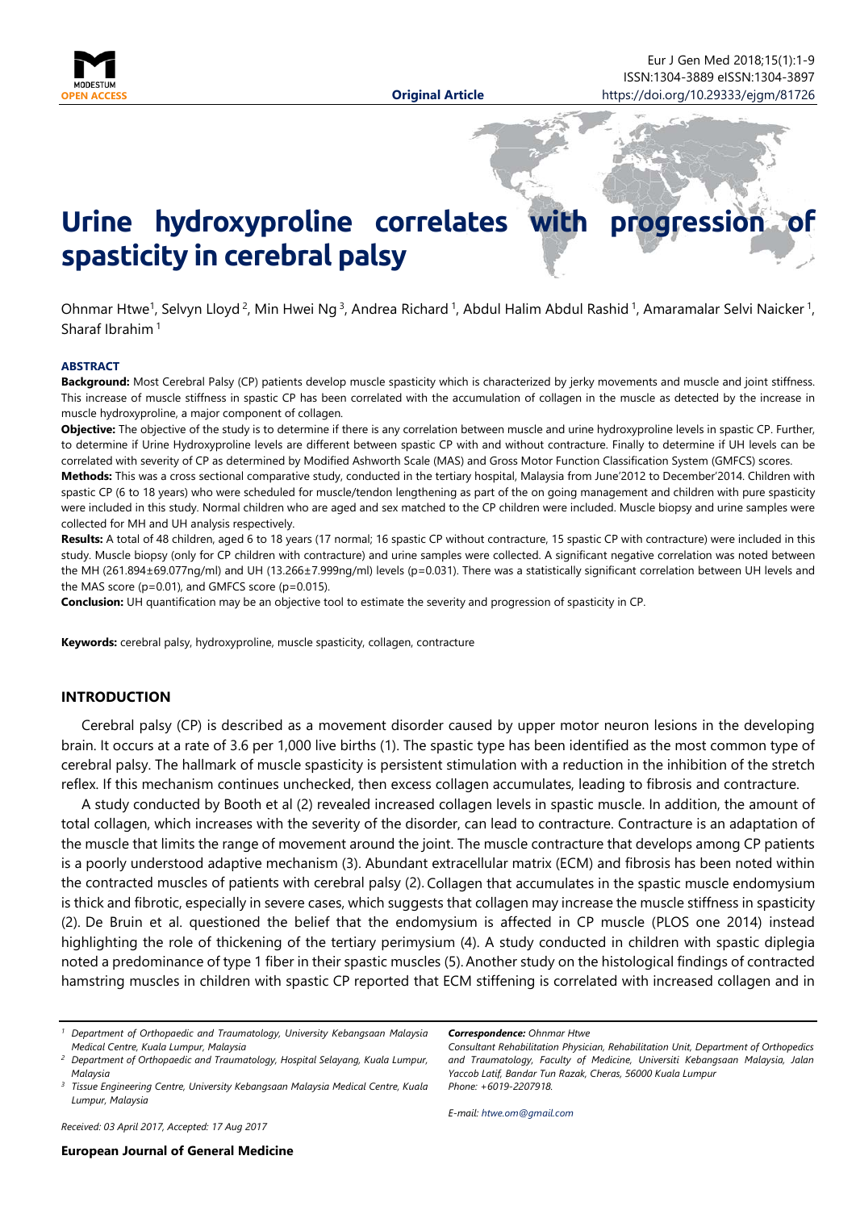Original Article

# Urine hydroxyproline correlates with progression of spasticity in cerebral palsy

Ohnmar Htwe[1], Selvyn Lloyd[2], Min Hwei Ng[3], Andrea Richard[1], Abdul Halim Abdul Rashid[1], Amaramalar Selvi Naicker[1], Sharaf Ibrahim[1]

## ABSTRACT

**Background:** Most Cerebral Palsy (CP) patients develop muscle spasticity which is characterized by jerky movements and muscle and joint stiffness. This increase of muscle stiffness in spastic CP has been correlated with the accumulation of collagen in the muscle as detected by the increase in muscle hydroxyproline, a major component of collagen.

**Objective:** The objective of the study is to determine if there is any correlation between muscle and urine hydroxyproline levels in spastic CP. Further, to determine if Urine Hydroxyproline levels are different between spastic CP with and without contracture. Finally to determine if UH levels can be correlated with severity of CP as determined by Modified Ashworth Scale (MAS) and Gross Motor Function Classification System (GMFCS) scores.

**Methods:** This was a cross sectional comparative study, conducted in the tertiary hospital, Malaysia from June'2012 to December'2014. Children with spastic CP (6 to 18 years) who were scheduled for muscle/tendon lengthening as part of the on going management and children with pure spasticity were included in this study. Normal children who are aged and sex matched to the CP children were included. Muscle biopsy and urine samples were collected for MH and UH analysis respectively.

**Results:** A total of 48 children, aged 6 to 18 years (17 normal; 16 spastic CP without contracture, 15 spastic CP with contracture) were included in this study. Muscle biopsy (only for CP children with contracture) and urine samples were collected. A significant negative correlation was noted between the MH (261.894±69.077ng/ml) and UH (13.266±7.999ng/ml) levels (p=0.031). There was a statistically significant correlation between UH levels and the MAS score (p=0.01), and GMFCS score (p=0.015).

**Conclusion:** UH quantification may be an objective tool to estimate the severity and progression of spasticity in CP.

**Keywords:** cerebral palsy, hydroxyproline, muscle spasticity, collagen, contracture

## INTRODUCTION

Cerebral palsy (CP) is described as a movement disorder caused by upper motor neuron lesions in the developing brain. It occurs at a rate of 3.6 per 1,000 live births (1). The spastic type has been identified as the most common type of cerebral palsy. The hallmark of muscle spasticity is persistent stimulation with a reduction in the inhibition of the stretch reflex. If this mechanism continues unchecked, then excess collagen accumulates, leading to fibrosis and contracture.

A study conducted by Booth et al (2) revealed increased collagen levels in spastic muscle. In addition, the amount of total collagen, which increases with the severity of the disorder, can lead to contracture. Contracture is an adaptation of the muscle that limits the range of movement around the joint. The muscle contracture that develops among CP patients is a poorly understood adaptive mechanism (3). Abundant extracellular matrix (ECM) and fibrosis has been noted within the contracted muscles of patients with cerebral palsy (2). Collagen that accumulates in the spastic muscle endomysium is thick and fibrotic, especially in severe cases, which suggests that collagen may increase the muscle stiffness in spasticity (2). De Bruin et al. questioned the belief that the endomysium is affected in CP muscle (PLOS one 2014) instead highlighting the role of thickening of the tertiary perimysium (4). A study conducted in children with spastic diplegia noted a predominance of type 1 fiber in their spastic muscles (5). Another study on the histological findings of contracted hamstring muscles in children with spastic CP reported that ECM stiffening is correlated with increased collagen and in

---

[1] *Department of Orthopaedic and Traumatology, University Kebangsaan Malaysia Medical Centre, Kuala Lumpur, Malaysia*

[2] *Department of Orthopaedic and Traumatology, Hospital Selayang, Kuala Lumpur, Malaysia*

[3] *Tissue Engineering Centre, University Kebangsaan Malaysia Medical Centre, Kuala Lumpur, Malaysia*

*Received: 03 April 2017, Accepted: 17 Aug 2017*

***Correspondence:*** *Ohnmar Htwe*
*Consultant Rehabilitation Physician, Rehabilitation Unit, Department of Orthopedics and Traumatology, Faculty of Medicine, Universiti Kebangsaan Malaysia, Jalan Yaccob Latif, Bandar Tun Razak, Cheras, 56000 Kuala Lumpur*
*Phone: +6019-2207918.*

*E-mail: htwe.om@gmail.com*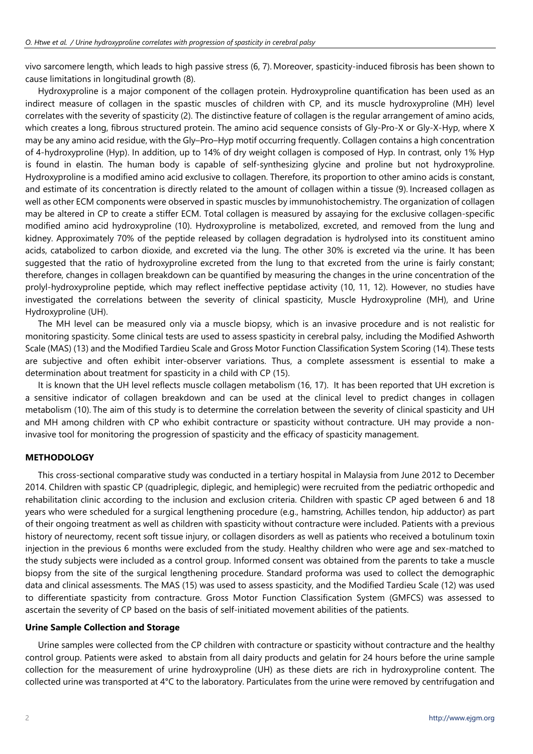vivo sarcomere length, which leads to high passive stress (6, 7). Moreover, spasticity-induced fibrosis has been shown to cause limitations in longitudinal growth (8).

Hydroxyproline is a major component of the collagen protein. Hydroxyproline quantification has been used as an indirect measure of collagen in the spastic muscles of children with CP, and its muscle hydroxyproline (MH) level correlates with the severity of spasticity (2). The distinctive feature of collagen is the regular arrangement of amino acids, which creates a long, fibrous structured protein. The amino acid sequence consists of Gly-Pro-X or Gly-X-Hyp, where X may be any amino acid residue, with the Gly–Pro–Hyp motif occurring frequently. Collagen contains a high concentration of 4-hydroxyproline (Hyp). In addition, up to 14% of dry weight collagen is composed of Hyp. In contrast, only 1% Hyp is found in elastin. The human body is capable of self-synthesizing glycine and proline but not hydroxyproline. Hydroxyproline is a modified amino acid exclusive to collagen. Therefore, its proportion to other amino acids is constant, and estimate of its concentration is directly related to the amount of collagen within a tissue (9). Increased collagen as well as other ECM components were observed in spastic muscles by immunohistochemistry. The organization of collagen may be altered in CP to create a stiffer ECM. Total collagen is measured by assaying for the exclusive collagen-specific modified amino acid hydroxyproline (10). Hydroxyproline is metabolized, excreted, and removed from the lung and kidney. Approximately 70% of the peptide released by collagen degradation is hydrolysed into its constituent amino acids, catabolized to carbon dioxide, and excreted via the lung. The other 30% is excreted via the urine. It has been suggested that the ratio of hydroxyproline excreted from the lung to that excreted from the urine is fairly constant; therefore, changes in collagen breakdown can be quantified by measuring the changes in the urine concentration of the prolyl-hydroxyproline peptide, which may reflect ineffective peptidase activity (10, 11, 12). However, no studies have investigated the correlations between the severity of clinical spasticity, Muscle Hydroxyproline (MH), and Urine Hydroxyproline (UH).

The MH level can be measured only via a muscle biopsy, which is an invasive procedure and is not realistic for monitoring spasticity. Some clinical tests are used to assess spasticity in cerebral palsy, including the Modified Ashworth Scale (MAS) (13) and the Modified Tardieu Scale and Gross Motor Function Classification System Scoring (14). These tests are subjective and often exhibit inter-observer variations. Thus, a complete assessment is essential to make a determination about treatment for spasticity in a child with CP (15).

It is known that the UH level reflects muscle collagen metabolism (16, 17). It has been reported that UH excretion is a sensitive indicator of collagen breakdown and can be used at the clinical level to predict changes in collagen metabolism (10). The aim of this study is to determine the correlation between the severity of clinical spasticity and UH and MH among children with CP who exhibit contracture or spasticity without contracture. UH may provide a non-invasive tool for monitoring the progression of spasticity and the efficacy of spasticity management.

## METHODOLOGY

This cross-sectional comparative study was conducted in a tertiary hospital in Malaysia from June 2012 to December 2014. Children with spastic CP (quadriplegic, diplegic, and hemiplegic) were recruited from the pediatric orthopedic and rehabilitation clinic according to the inclusion and exclusion criteria. Children with spastic CP aged between 6 and 18 years who were scheduled for a surgical lengthening procedure (e.g., hamstring, Achilles tendon, hip adductor) as part of their ongoing treatment as well as children with spasticity without contracture were included. Patients with a previous history of neurectomy, recent soft tissue injury, or collagen disorders as well as patients who received a botulinum toxin injection in the previous 6 months were excluded from the study. Healthy children who were age and sex-matched to the study subjects were included as a control group. Informed consent was obtained from the parents to take a muscle biopsy from the site of the surgical lengthening procedure. Standard proforma was used to collect the demographic data and clinical assessments. The MAS (15) was used to assess spasticity, and the Modified Tardieu Scale (12) was used to differentiate spasticity from contracture. Gross Motor Function Classification System (GMFCS) was assessed to ascertain the severity of CP based on the basis of self-initiated movement abilities of the patients.

### Urine Sample Collection and Storage

Urine samples were collected from the CP children with contracture or spasticity without contracture and the healthy control group. Patients were asked to abstain from all dairy products and gelatin for 24 hours before the urine sample collection for the measurement of urine hydroxyproline (UH) as these diets are rich in hydroxyproline content. The collected urine was transported at 4°C to the laboratory. Particulates from the urine were removed by centrifugation and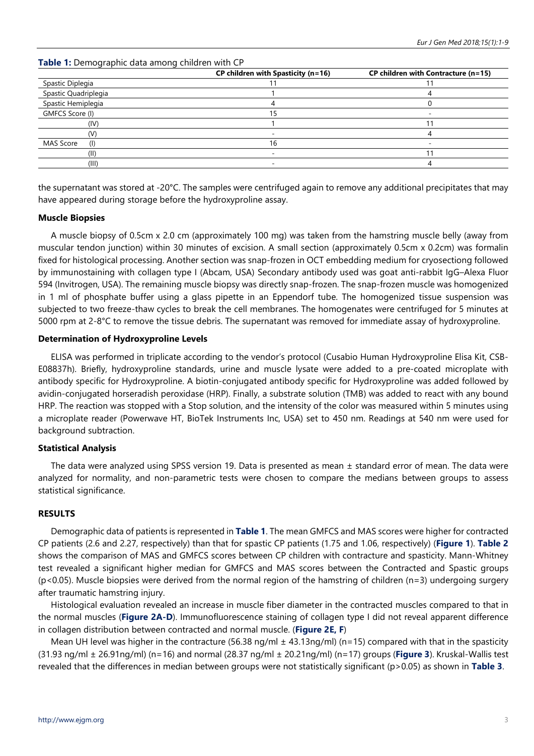**Table 1:** Demographic data among children with CP

| | CP children with Spasticity (n=16) | CP children with Contracture (n=15) |
|---|---|---|
| Spastic Diplegia | 11 | 11 |
| Spastic Quadriplegia | 1 | 4 |
| Spastic Hemiplegia | 4 | 0 |
| GMFCS Score (I) | 15 | - |
| (IV) | 1 | 11 |
| (V) | - | 4 |
| MAS Score (I) | 16 | - |
| (II) | - | 11 |
| (III) | - | 4 |

the supernatant was stored at -20°C. The samples were centrifuged again to remove any additional precipitates that may have appeared during storage before the hydroxyproline assay.

### Muscle Biopsies

A muscle biopsy of 0.5cm x 2.0 cm (approximately 100 mg) was taken from the hamstring muscle belly (away from muscular tendon junction) within 30 minutes of excision. A small section (approximately 0.5cm x 0.2cm) was formalin fixed for histological processing. Another section was snap-frozen in OCT embedding medium for cryosectiong followed by immunostaining with collagen type I (Abcam, USA) Secondary antibody used was goat anti-rabbit IgG–Alexa Fluor 594 (Invitrogen, USA). The remaining muscle biopsy was directly snap-frozen. The snap-frozen muscle was homogenized in 1 ml of phosphate buffer using a glass pipette in an Eppendorf tube. The homogenized tissue suspension was subjected to two freeze-thaw cycles to break the cell membranes. The homogenates were centrifuged for 5 minutes at 5000 rpm at 2-8°C to remove the tissue debris. The supernatant was removed for immediate assay of hydroxyproline.

### Determination of Hydroxyproline Levels

ELISA was performed in triplicate according to the vendor's protocol (Cusabio Human Hydroxyproline Elisa Kit, CSB-E08837h). Briefly, hydroxyproline standards, urine and muscle lysate were added to a pre-coated microplate with antibody specific for Hydroxyproline. A biotin-conjugated antibody specific for Hydroxyproline was added followed by avidin-conjugated horseradish peroxidase (HRP). Finally, a substrate solution (TMB) was added to react with any bound HRP. The reaction was stopped with a Stop solution, and the intensity of the color was measured within 5 minutes using a microplate reader (Powerwave HT, BioTek Instruments Inc, USA) set to 450 nm. Readings at 540 nm were used for background subtraction.

### Statistical Analysis

The data were analyzed using SPSS version 19. Data is presented as mean ± standard error of mean. The data were analyzed for normality, and non-parametric tests were chosen to compare the medians between groups to assess statistical significance.

## RESULTS

Demographic data of patients is represented in **Table 1**. The mean GMFCS and MAS scores were higher for contracted CP patients (2.6 and 2.27, respectively) than that for spastic CP patients (1.75 and 1.06, respectively) (**Figure 1**). **Table 2** shows the comparison of MAS and GMFCS scores between CP children with contracture and spasticity. Mann-Whitney test revealed a significant higher median for GMFCS and MAS scores between the Contracted and Spastic groups ($p<0.05$). Muscle biopsies were derived from the normal region of the hamstring of children (n=3) undergoing surgery after traumatic hamstring injury.

Histological evaluation revealed an increase in muscle fiber diameter in the contracted muscles compared to that in the normal muscles (**Figure 2A-D**). Immunofluorescence staining of collagen type I did not reveal apparent difference in collagen distribution between contracted and normal muscle. (**Figure 2E, F**)

Mean UH level was higher in the contracture (56.38 ng/ml ± 43.13ng/ml) (n=15) compared with that in the spasticity (31.93 ng/ml ± 26.91ng/ml) (n=16) and normal (28.37 ng/ml ± 20.21ng/ml) (n=17) groups (**Figure 3**). Kruskal-Wallis test revealed that the differences in median between groups were not statistically significant ($p>0.05$) as shown in **Table 3**.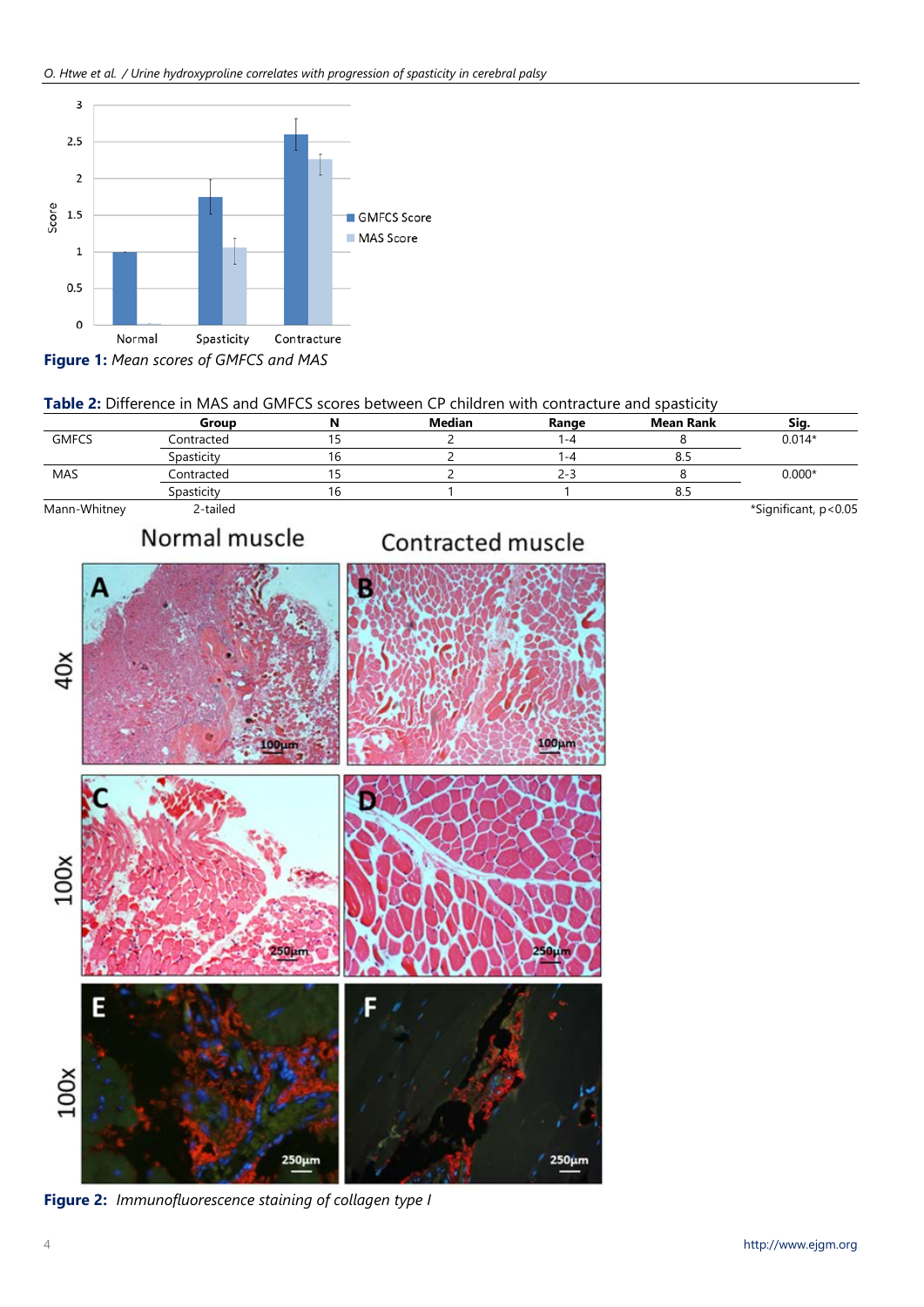**Figure 1:** *Mean scores of GMFCS and MAS*

**Table 2:** Difference in MAS and GMFCS scores between CP children with contracture and spasticity

| | Group | N | Median | Range | Mean Rank | Sig. |
|---|---|---|---|---|---|---|
| GMFCS | Contracted | 15 | 2 | 1-4 | 8 | 0.014* |
| | Spasticity | 16 | 2 | 1-4 | 8.5 | |
| MAS | Contracted | 15 | 2 | 2-3 | 8 | 0.000* |
| | Spasticity | 16 | 1 | 1 | 8.5 | |

Mann-Whitney 2-tailed *Significant, $p<0.05$

**Figure 2:** *Immunofluorescence staining of collagen type I*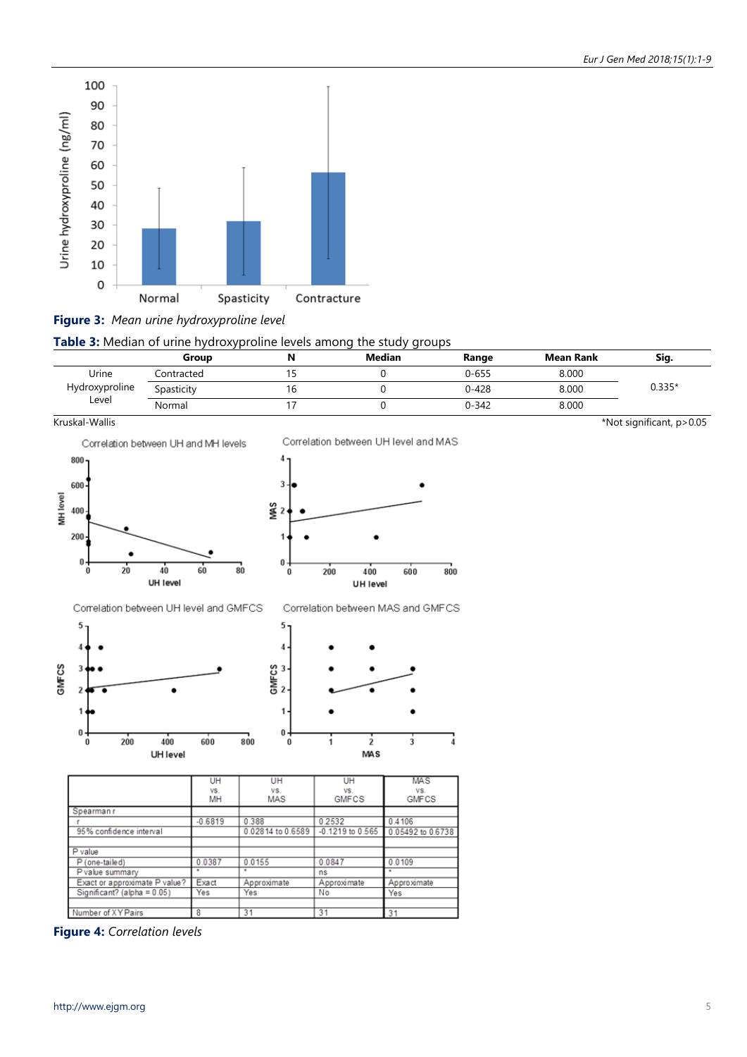**Figure 3:** *Mean urine hydroxyproline level*

**Table 3:** Median of urine hydroxyproline levels among the study groups

| | Group | N | Median | Range | Mean Rank | Sig. |
|---|---|---|---|---|---|---|
| Urine Hydroxyproline Level | Contracted | 15 | 0 | 0-655 | 8.000 | 0.335* |
| | Spasticity | 16 | 0 | 0-428 | 8.000 | |
| | Normal | 17 | 0 | 0-342 | 8.000 | |

Kruskal-Wallis

*Not significant, p>0.05

| | UH vs. MH | UH vs. MAS | UH vs. GMFCS | MAS vs. GMFCS |
|---|---|---|---|---|
| Spearman r | | | | |
| r | -0.6819 | 0.388 | 0.2532 | 0.4106 |
| 95% confidence interval | | 0.02814 to 0.6589 | -0.1219 to 0.565 | 0.05492 to 0.6738 |
| | | | | |
| P value | | | | |
| P (one-tailed) | 0.0387 | 0.0155 | 0.0847 | 0.0109 |
| P value summary | * | * | ns | * |
| Exact or approximate P value? | Exact | Approximate | Approximate | Approximate |
| Significant? (alpha = 0.05) | Yes | Yes | No | Yes |
| | | | | |
| Number of XY Pairs | 8 | 31 | 31 | 31 |

**Figure 4:** *Correlation levels*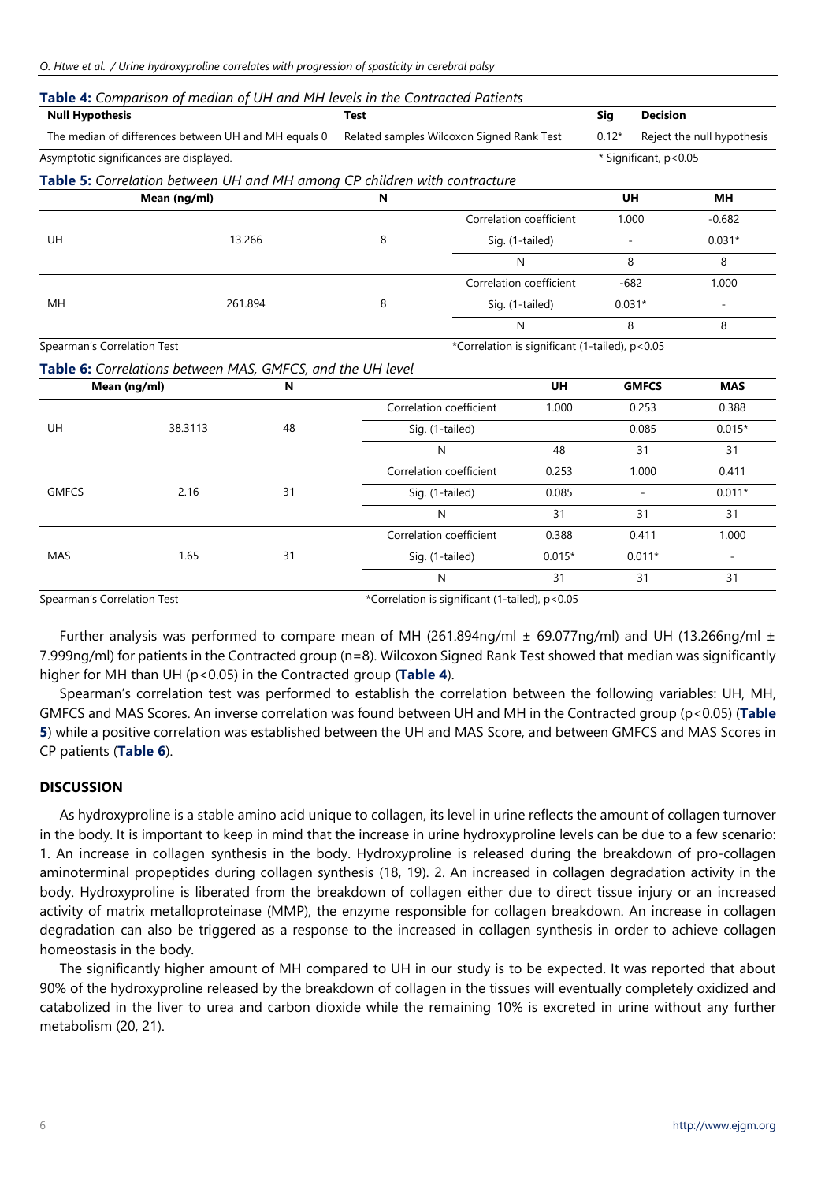**Table 4:** *Comparison of median of UH and MH levels in the Contracted Patients*

| Null Hypothesis | Test | Sig | Decision |
|---|---|---|---|
| The median of differences between UH and MH equals 0 | Related samples Wilcoxon Signed Rank Test | 0.12* | Reject the null hypothesis |

Asymptotic significances are displayed. * Significant, p<0.05

**Table 5:** *Correlation between UH and MH among CP children with contracture*

| | Mean (ng/ml) | N | | UH | MH |
|---|---|---|---|---|---|
| UH | 13.266 | 8 | Correlation coefficient | 1.000 | -0.682 |
| | | | Sig. (1-tailed) | - | 0.031* |
| | | | N | 8 | 8 |
| MH | 261.894 | 8 | Correlation coefficient | -682 | 1.000 |
| | | | Sig. (1-tailed) | 0.031* | - |
| | | | N | 8 | 8 |

Spearman's Correlation Test *Correlation is significant (1-tailed), p<0.05

**Table 6:** *Correlations between MAS, GMFCS, and the UH level*

| | Mean (ng/ml) | N | | UH | GMFCS | MAS |
|---|---|---|---|---|---|---|
| UH | 38.3113 | 48 | Correlation coefficient | 1.000 | 0.253 | 0.388 |
| | | | Sig. (1-tailed) | | 0.085 | 0.015* |
| | | | N | 48 | 31 | 31 |
| GMFCS | 2.16 | 31 | Correlation coefficient | 0.253 | 1.000 | 0.411 |
| | | | Sig. (1-tailed) | 0.085 | - | 0.011* |
| | | | N | 31 | 31 | 31 |
| MAS | 1.65 | 31 | Correlation coefficient | 0.388 | 0.411 | 1.000 |
| | | | Sig. (1-tailed) | 0.015* | 0.011* | - |
| | | | N | 31 | 31 | 31 |

Spearman's Correlation Test *Correlation is significant (1-tailed), p<0.05

Further analysis was performed to compare mean of MH (261.894ng/ml ± 69.077ng/ml) and UH (13.266ng/ml ± 7.999ng/ml) for patients in the Contracted group (n=8). Wilcoxon Signed Rank Test showed that median was significantly higher for MH than UH ($p<0.05$) in the Contracted group (**Table 4**).

Spearman's correlation test was performed to establish the correlation between the following variables: UH, MH, GMFCS and MAS Scores. An inverse correlation was found between UH and MH in the Contracted group ($p<0.05$) (**Table 5**) while a positive correlation was established between the UH and MAS Score, and between GMFCS and MAS Scores in CP patients (**Table 6**).

## DISCUSSION

As hydroxyproline is a stable amino acid unique to collagen, its level in urine reflects the amount of collagen turnover in the body. It is important to keep in mind that the increase in urine hydroxyproline levels can be due to a few scenario: 1. An increase in collagen synthesis in the body. Hydroxyproline is released during the breakdown of pro-collagen aminoterminal propeptides during collagen synthesis (18, 19). 2. An increased in collagen degradation activity in the body. Hydroxyproline is liberated from the breakdown of collagen either due to direct tissue injury or an increased activity of matrix metalloproteinase (MMP), the enzyme responsible for collagen breakdown. An increase in collagen degradation can also be triggered as a response to the increased in collagen synthesis in order to achieve collagen homeostasis in the body.

The significantly higher amount of MH compared to UH in our study is to be expected. It was reported that about 90% of the hydroxyproline released by the breakdown of collagen in the tissues will eventually completely oxidized and catabolized in the liver to urea and carbon dioxide while the remaining 10% is excreted in urine without any further metabolism (20, 21).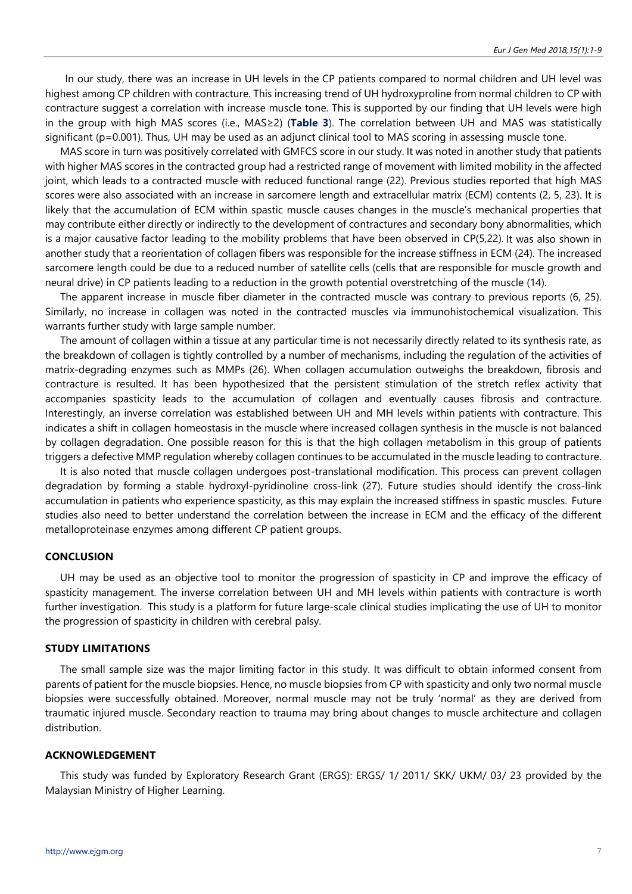In our study, there was an increase in UH levels in the CP patients compared to normal children and UH level was highest among CP children with contracture. This increasing trend of UH hydroxyproline from normal children to CP with contracture suggest a correlation with increase muscle tone. This is supported by our finding that UH levels were high in the group with high MAS scores (i.e., MAS≥2) (**Table 3**). The correlation between UH and MAS was statistically significant (p=0.001). Thus, UH may be used as an adjunct clinical tool to MAS scoring in assessing muscle tone.

MAS score in turn was positively correlated with GMFCS score in our study. It was noted in another study that patients with higher MAS scores in the contracted group had a restricted range of movement with limited mobility in the affected joint, which leads to a contracted muscle with reduced functional range (22). Previous studies reported that high MAS scores were also associated with an increase in sarcomere length and extracellular matrix (ECM) contents (2, 5, 23). It is likely that the accumulation of ECM within spastic muscle causes changes in the muscle's mechanical properties that may contribute either directly or indirectly to the development of contractures and secondary bony abnormalities, which is a major causative factor leading to the mobility problems that have been observed in CP(5,22). It was also shown in another study that a reorientation of collagen fibers was responsible for the increase stiffness in ECM (24). The increased sarcomere length could be due to a reduced number of satellite cells (cells that are responsible for muscle growth and neural drive) in CP patients leading to a reduction in the growth potential overstretching of the muscle (14).

The apparent increase in muscle fiber diameter in the contracted muscle was contrary to previous reports (6, 25). Similarly, no increase in collagen was noted in the contracted muscles via immunohistochemical visualization. This warrants further study with large sample number.

The amount of collagen within a tissue at any particular time is not necessarily directly related to its synthesis rate, as the breakdown of collagen is tightly controlled by a number of mechanisms, including the regulation of the activities of matrix-degrading enzymes such as MMPs (26). When collagen accumulation outweighs the breakdown, fibrosis and contracture is resulted. It has been hypothesized that the persistent stimulation of the stretch reflex activity that accompanies spasticity leads to the accumulation of collagen and eventually causes fibrosis and contracture. Interestingly, an inverse correlation was established between UH and MH levels within patients with contracture. This indicates a shift in collagen homeostasis in the muscle where increased collagen synthesis in the muscle is not balanced by collagen degradation. One possible reason for this is that the high collagen metabolism in this group of patients triggers a defective MMP regulation whereby collagen continues to be accumulated in the muscle leading to contracture.

It is also noted that muscle collagen undergoes post-translational modification. This process can prevent collagen degradation by forming a stable hydroxyl-pyridinoline cross-link (27). Future studies should identify the cross-link accumulation in patients who experience spasticity, as this may explain the increased stiffness in spastic muscles. Future studies also need to better understand the correlation between the increase in ECM and the efficacy of the different metalloproteinase enzymes among different CP patient groups.

## CONCLUSION

UH may be used as an objective tool to monitor the progression of spasticity in CP and improve the efficacy of spasticity management. The inverse correlation between UH and MH levels within patients with contracture is worth further investigation. This study is a platform for future large-scale clinical studies implicating the use of UH to monitor the progression of spasticity in children with cerebral palsy.

## STUDY LIMITATIONS

The small sample size was the major limiting factor in this study. It was difficult to obtain informed consent from parents of patient for the muscle biopsies. Hence, no muscle biopsies from CP with spasticity and only two normal muscle biopsies were successfully obtained. Moreover, normal muscle may not be truly 'normal' as they are derived from traumatic injured muscle. Secondary reaction to trauma may bring about changes to muscle architecture and collagen distribution.

## ACKNOWLEDGEMENT

This study was funded by Exploratory Research Grant (ERGS): ERGS/ 1/ 2011/ SKK/ UKM/ 03/ 23 provided by the Malaysian Ministry of Higher Learning.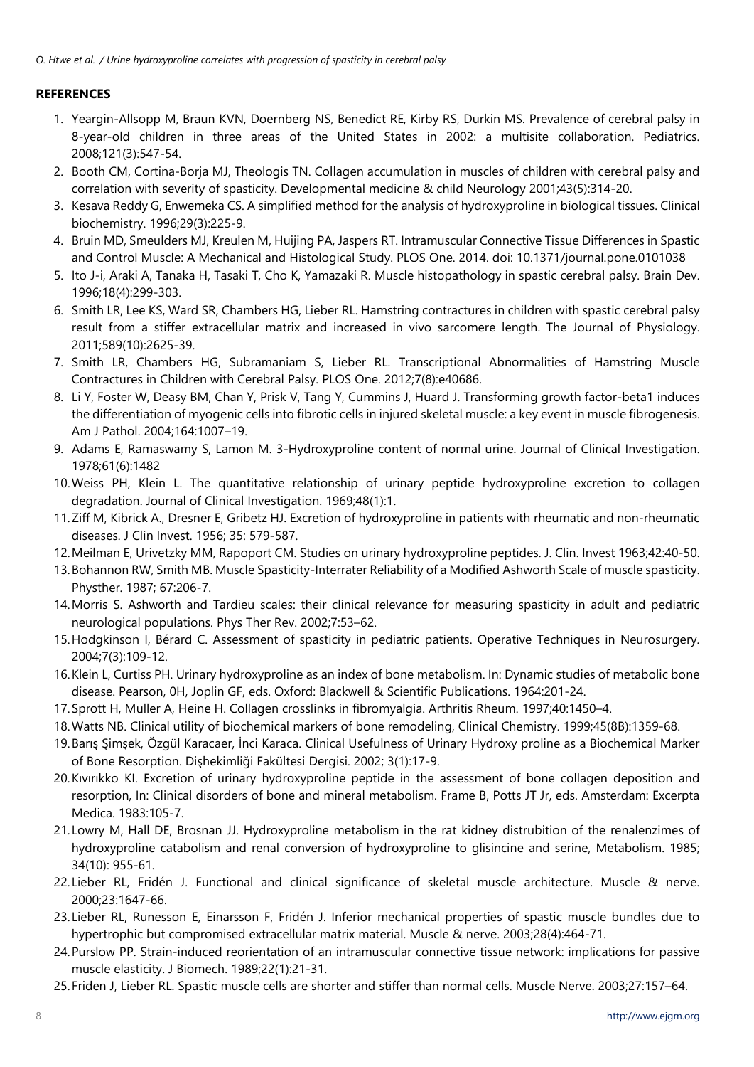## REFERENCES

1. Yeargin-Allsopp M, Braun KVN, Doernberg NS, Benedict RE, Kirby RS, Durkin MS. Prevalence of cerebral palsy in 8-year-old children in three areas of the United States in 2002: a multisite collaboration. Pediatrics. 2008;121(3):547-54.
2. Booth CM, Cortina-Borja MJ, Theologis TN. Collagen accumulation in muscles of children with cerebral palsy and correlation with severity of spasticity. Developmental medicine & child Neurology 2001;43(5):314-20.
3. Kesava Reddy G, Enwemeka CS. A simplified method for the analysis of hydroxyproline in biological tissues. Clinical biochemistry. 1996;29(3):225-9.
4. Bruin MD, Smeulders MJ, Kreulen M, Huijing PA, Jaspers RT. Intramuscular Connective Tissue Differences in Spastic and Control Muscle: A Mechanical and Histological Study. PLOS One. 2014. doi: 10.1371/journal.pone.0101038
5. Ito J-i, Araki A, Tanaka H, Tasaki T, Cho K, Yamazaki R. Muscle histopathology in spastic cerebral palsy. Brain Dev. 1996;18(4):299-303.
6. Smith LR, Lee KS, Ward SR, Chambers HG, Lieber RL. Hamstring contractures in children with spastic cerebral palsy result from a stiffer extracellular matrix and increased in vivo sarcomere length. The Journal of Physiology. 2011;589(10):2625-39.
7. Smith LR, Chambers HG, Subramaniam S, Lieber RL. Transcriptional Abnormalities of Hamstring Muscle Contractures in Children with Cerebral Palsy. PLOS One. 2012;7(8):e40686.
8. Li Y, Foster W, Deasy BM, Chan Y, Prisk V, Tang Y, Cummins J, Huard J. Transforming growth factor-beta1 induces the differentiation of myogenic cells into fibrotic cells in injured skeletal muscle: a key event in muscle fibrogenesis. Am J Pathol. 2004;164:1007–19.
9. Adams E, Ramaswamy S, Lamon M. 3-Hydroxyproline content of normal urine. Journal of Clinical Investigation. 1978;61(6):1482
10. Weiss PH, Klein L. The quantitative relationship of urinary peptide hydroxyproline excretion to collagen degradation. Journal of Clinical Investigation. 1969;48(1):1.
11. Ziff M, Kibrick A., Dresner E, Gribetz HJ. Excretion of hydroxyproline in patients with rheumatic and non-rheumatic diseases. J Clin Invest. 1956; 35: 579-587.
12. Meilman E, Urivetzky MM, Rapoport CM. Studies on urinary hydroxyproline peptides. J. Clin. Invest 1963;42:40-50.
13. Bohannon RW, Smith MB. Muscle Spasticity-Interrater Reliability of a Modified Ashworth Scale of muscle spasticity. Physther. 1987; 67:206-7.
14. Morris S. Ashworth and Tardieu scales: their clinical relevance for measuring spasticity in adult and pediatric neurological populations. Phys Ther Rev. 2002;7:53–62.
15. Hodgkinson I, Bérard C. Assessment of spasticity in pediatric patients. Operative Techniques in Neurosurgery. 2004;7(3):109-12.
16. Klein L, Curtiss PH. Urinary hydroxyproline as an index of bone metabolism. In: Dynamic studies of metabolic bone disease. Pearson, 0H, Joplin GF, eds. Oxford: Blackwell & Scientific Publications. 1964:201-24.
17. Sprott H, Muller A, Heine H. Collagen crosslinks in fibromyalgia. Arthritis Rheum. 1997;40:1450–4.
18. Watts NB. Clinical utility of biochemical markers of bone remodeling, Clinical Chemistry. 1999;45(8B):1359-68.
19. Barış Şimşek, Özgül Karacaer, İnci Karaca. Clinical Usefulness of Urinary Hydroxy proline as a Biochemical Marker of Bone Resorption. Dişhekimliği Fakültesi Dergisi. 2002; 3(1):17-9.
20. Kıvırıkko KI. Excretion of urinary hydroxyproline peptide in the assessment of bone collagen deposition and resorption, In: Clinical disorders of bone and mineral metabolism. Frame B, Potts JT Jr, eds. Amsterdam: Excerpta Medica. 1983:105-7.
21. Lowry M, Hall DE, Brosnan JJ. Hydroxyproline metabolism in the rat kidney distrubition of the renalenzimes of hydroxyproline catabolism and renal conversion of hydroxyproline to glisincine and serine, Metabolism. 1985; 34(10): 955-61.
22. Lieber RL, Fridén J. Functional and clinical significance of skeletal muscle architecture. Muscle & nerve. 2000;23:1647-66.
23. Lieber RL, Runesson E, Einarsson F, Fridén J. Inferior mechanical properties of spastic muscle bundles due to hypertrophic but compromised extracellular matrix material. Muscle & nerve. 2003;28(4):464-71.
24. Purslow PP. Strain-induced reorientation of an intramuscular connective tissue network: implications for passive muscle elasticity. J Biomech. 1989;22(1):21-31.
25. Friden J, Lieber RL. Spastic muscle cells are shorter and stiffer than normal cells. Muscle Nerve. 2003;27:157–64.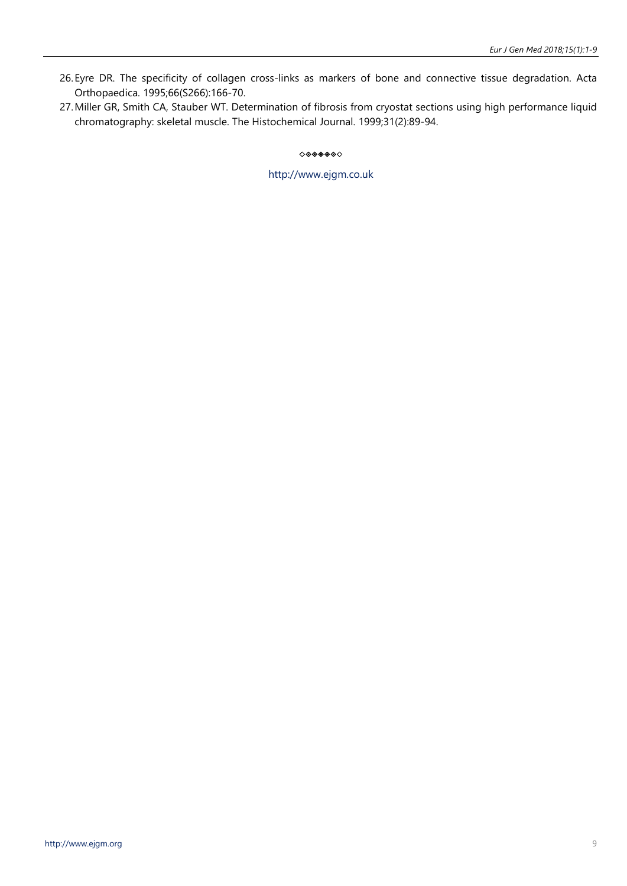26. Eyre DR. The specificity of collagen cross-links as markers of bone and connective tissue degradation. Acta Orthopaedica. 1995;66(S266):166-70.
27. Miller GR, Smith CA, Stauber WT. Determination of fibrosis from cryostat sections using high performance liquid chromatography: skeletal muscle. The Histochemical Journal. 1999;31(2):89-94.

◇◈◈◈◈◈◇

http://www.ejgm.co.uk